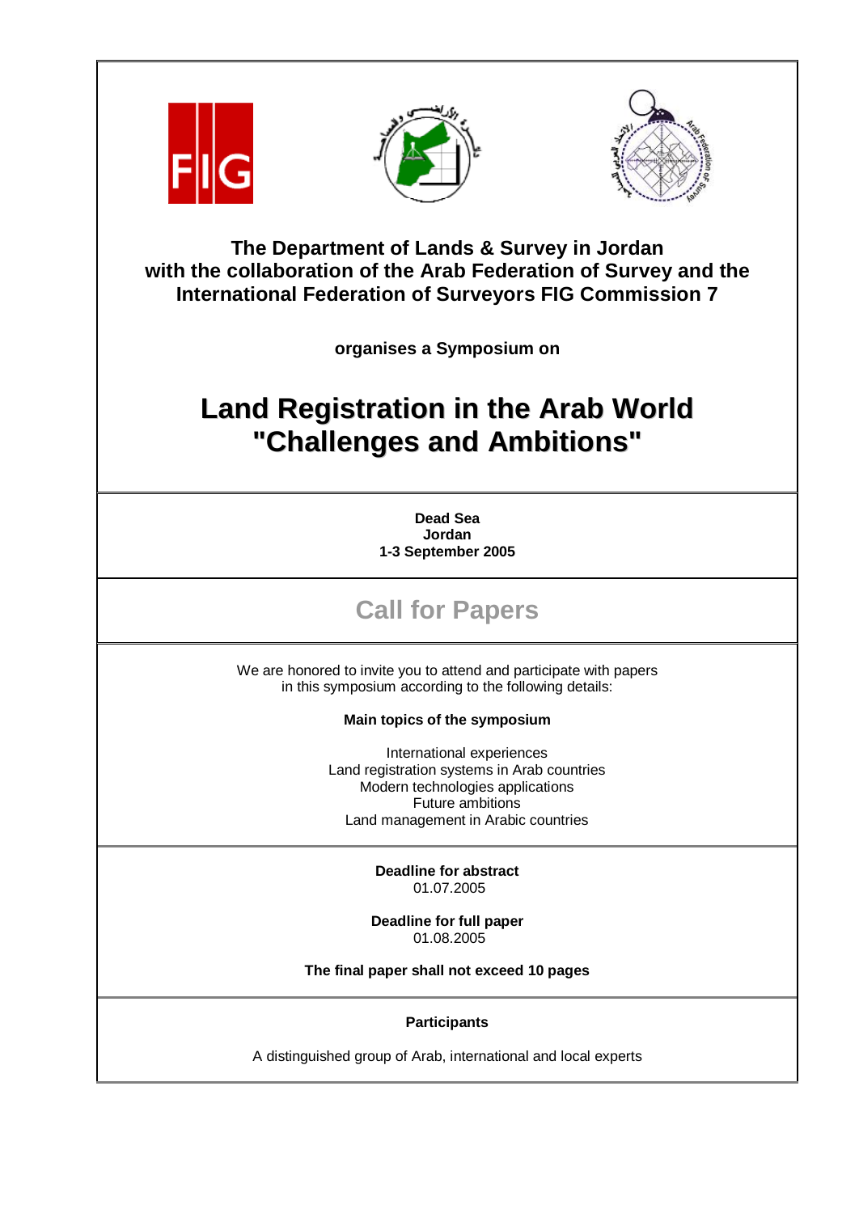**The Department of Lands & Survey in Jordan**
**with the collaboration of the Arab Federation of Survey and the International Federation of Surveyors FIG Commission 7**

**organises a Symposium on**

# Land Registration in the Arab World "Challenges and Ambitions"

**Dead Sea**
**Jordan**
**1-3 September 2005**

## Call for Papers

We are honored to invite you to attend and participate with papers in this symposium according to the following details:

**Main topics of the symposium**

International experiences
Land registration systems in Arab countries
Modern technologies applications
Future ambitions
Land management in Arabic countries

**Deadline for abstract**
01.07.2005

**Deadline for full paper**
01.08.2005

**The final paper shall not exceed 10 pages**

**Participants**

A distinguished group of Arab, international and local experts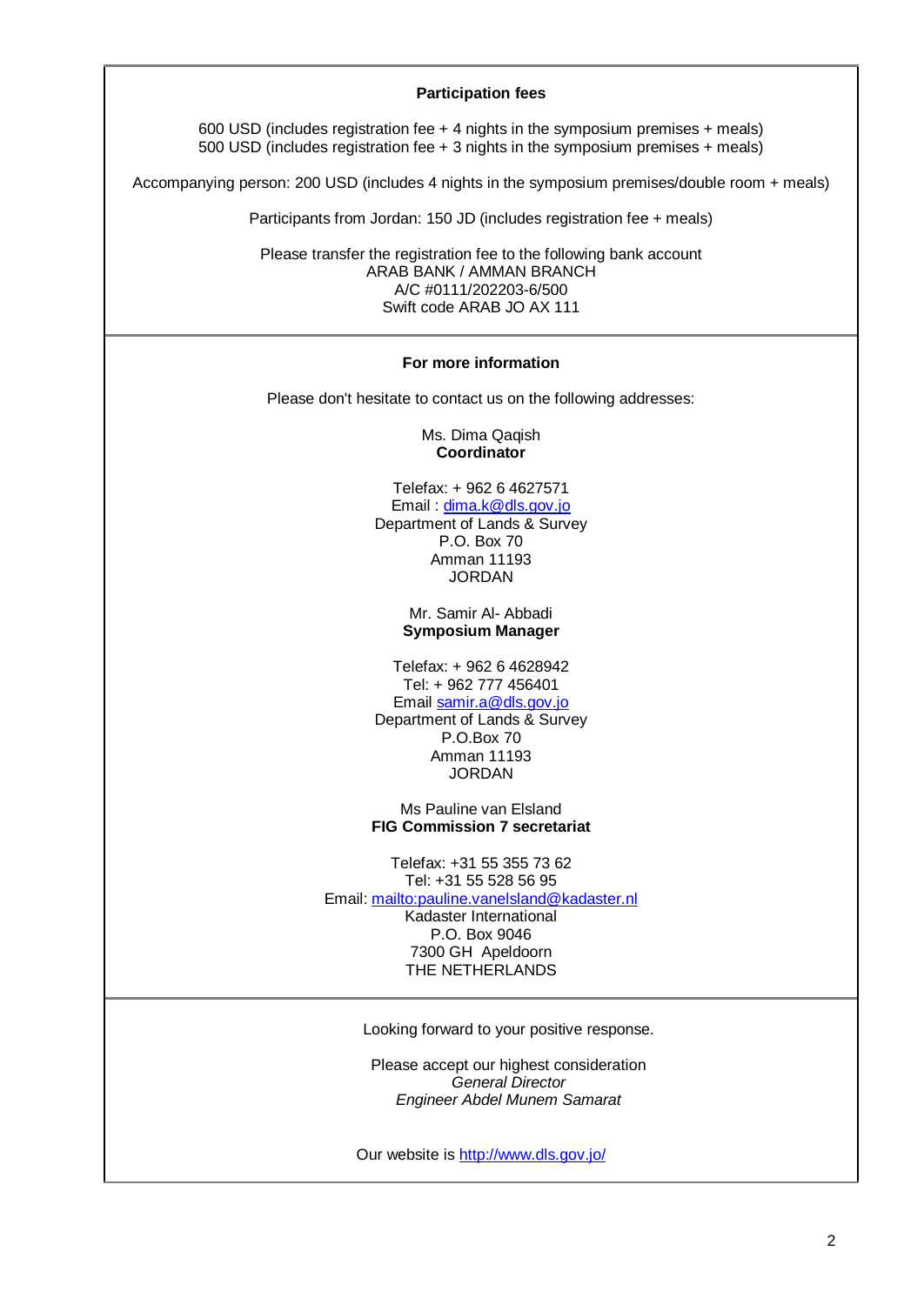**Participation fees**

600 USD (includes registration fee + 4 nights in the symposium premises + meals)
500 USD (includes registration fee + 3 nights in the symposium premises + meals)

Accompanying person: 200 USD (includes 4 nights in the symposium premises/double room + meals)

Participants from Jordan: 150 JD (includes registration fee + meals)

Please transfer the registration fee to the following bank account
ARAB BANK / AMMAN BRANCH
A/C #0111/202203-6/500
Swift code ARAB JO AX 111

**For more information**

Please don't hesitate to contact us on the following addresses:

Ms. Dima Qaqish
**Coordinator**

Telefax: + 962 6 4627571
Email : dima.k@dls.gov.jo
Department of Lands & Survey
P.O. Box 70
Amman 11193
JORDAN

Mr. Samir Al- Abbadi
**Symposium Manager**

Telefax: + 962 6 4628942
Tel: + 962 777 456401
Email samir.a@dls.gov.jo
Department of Lands & Survey
P.O.Box 70
Amman 11193
JORDAN

Ms Pauline van Elsland
**FIG Commission 7 secretariat**

Telefax: +31 55 355 73 62
Tel: +31 55 528 56 95
Email: mailto:pauline.vanelsland@kadaster.nl
Kadaster International
P.O. Box 9046
7300 GH Apeldoorn
THE NETHERLANDS

Looking forward to your positive response.

Please accept our highest consideration
*General Director*
*Engineer Abdel Munem Samarat*

Our website is http://www.dls.gov.jo/